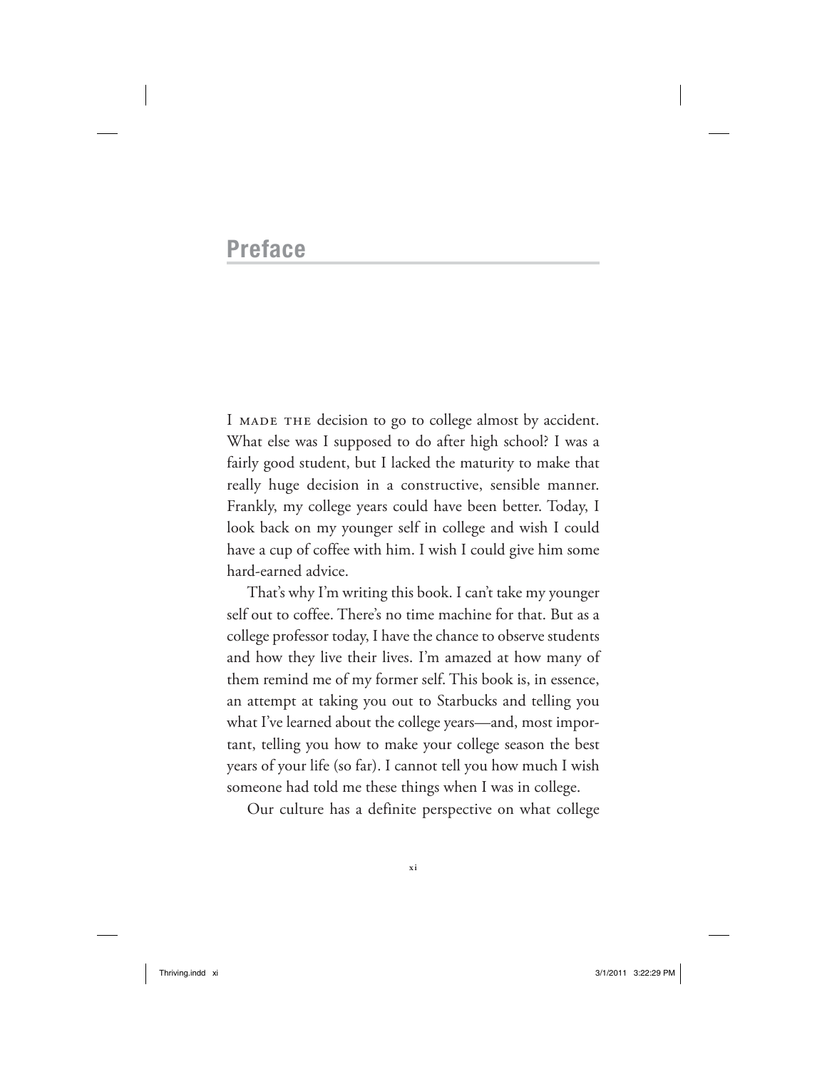# Preface

I MADE THE decision to go to college almost by accident. What else was I supposed to do after high school? I was a fairly good student, but I lacked the maturity to make that really huge decision in a constructive, sensible manner. Frankly, my college years could have been better. Today, I look back on my younger self in college and wish I could have a cup of coffee with him. I wish I could give him some hard-earned advice.

That's why I'm writing this book. I can't take my younger self out to coffee. There's no time machine for that. But as a college professor today, I have the chance to observe students and how they live their lives. I'm amazed at how many of them remind me of my former self. This book is, in essence, an attempt at taking you out to Starbucks and telling you what I've learned about the college years—and, most important, telling you how to make your college season the best years of your life (so far). I cannot tell you how much I wish someone had told me these things when I was in college.

Our culture has a definite perspective on what college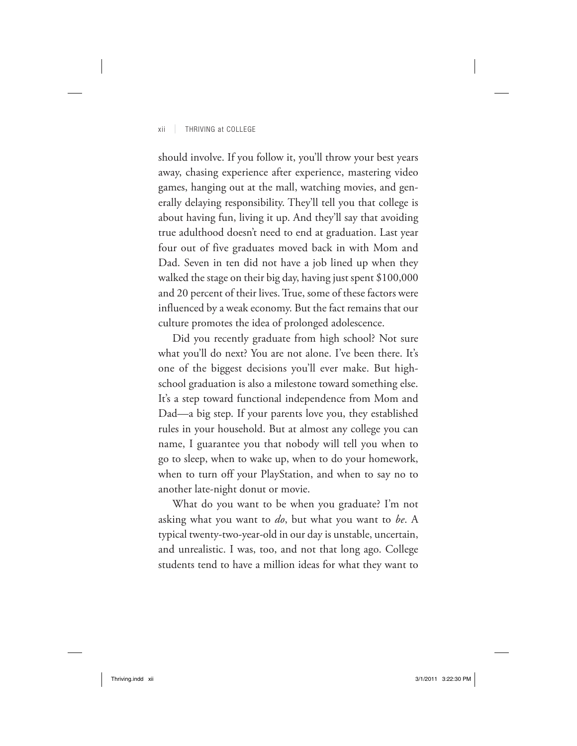should involve. If you follow it, you'll throw your best years away, chasing experience after experience, mastering video games, hanging out at the mall, watching movies, and generally delaying responsibility. They'll tell you that college is about having fun, living it up. And they'll say that avoiding true adulthood doesn't need to end at graduation. Last year four out of five graduates moved back in with Mom and Dad. Seven in ten did not have a job lined up when they walked the stage on their big day, having just spent $100,000 and 20 percent of their lives. True, some of these factors were influenced by a weak economy. But the fact remains that our culture promotes the idea of prolonged adolescence.

Did you recently graduate from high school? Not sure what you'll do next? You are not alone. I've been there. It's one of the biggest decisions you'll ever make. But high-school graduation is also a milestone toward something else. It's a step toward functional independence from Mom and Dad—a big step. If your parents love you, they established rules in your household. But at almost any college you can name, I guarantee you that nobody will tell you when to go to sleep, when to wake up, when to do your homework, when to turn off your PlayStation, and when to say no to another late-night donut or movie.

What do you want to be when you graduate? I'm not asking what you want to *do*, but what you want to *be*. A typical twenty-two-year-old in our day is unstable, uncertain, and unrealistic. I was, too, and not that long ago. College students tend to have a million ideas for what they want to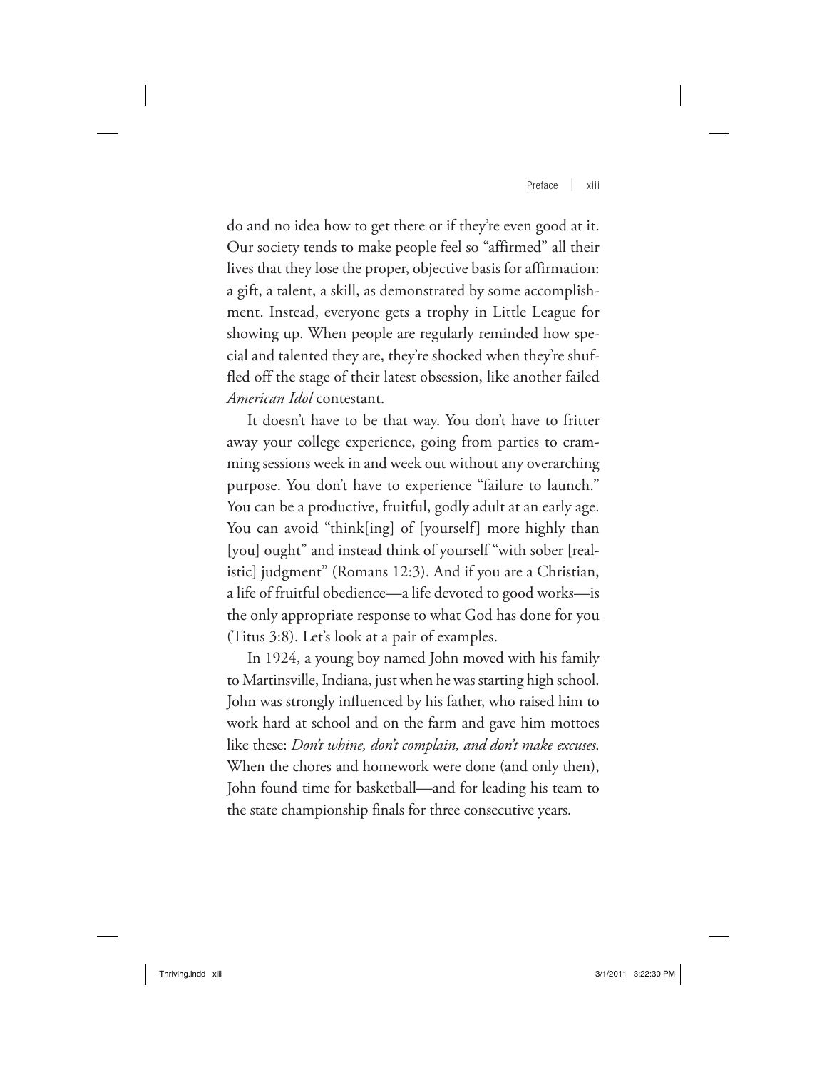do and no idea how to get there or if they're even good at it. Our society tends to make people feel so "affirmed" all their lives that they lose the proper, objective basis for affirmation: a gift, a talent, a skill, as demonstrated by some accomplishment. Instead, everyone gets a trophy in Little League for showing up. When people are regularly reminded how special and talented they are, they're shocked when they're shuffled off the stage of their latest obsession, like another failed *American Idol* contestant.

It doesn't have to be that way. You don't have to fritter away your college experience, going from parties to cramming sessions week in and week out without any overarching purpose. You don't have to experience "failure to launch." You can be a productive, fruitful, godly adult at an early age. You can avoid "think[ing] of [yourself] more highly than [you] ought" and instead think of yourself "with sober [realistic] judgment" (Romans 12:3). And if you are a Christian, a life of fruitful obedience—a life devoted to good works—is the only appropriate response to what God has done for you (Titus 3:8). Let's look at a pair of examples.

In 1924, a young boy named John moved with his family to Martinsville, Indiana, just when he was starting high school. John was strongly influenced by his father, who raised him to work hard at school and on the farm and gave him mottoes like these: *Don't whine, don't complain, and don't make excuses.* When the chores and homework were done (and only then), John found time for basketball—and for leading his team to the state championship finals for three consecutive years.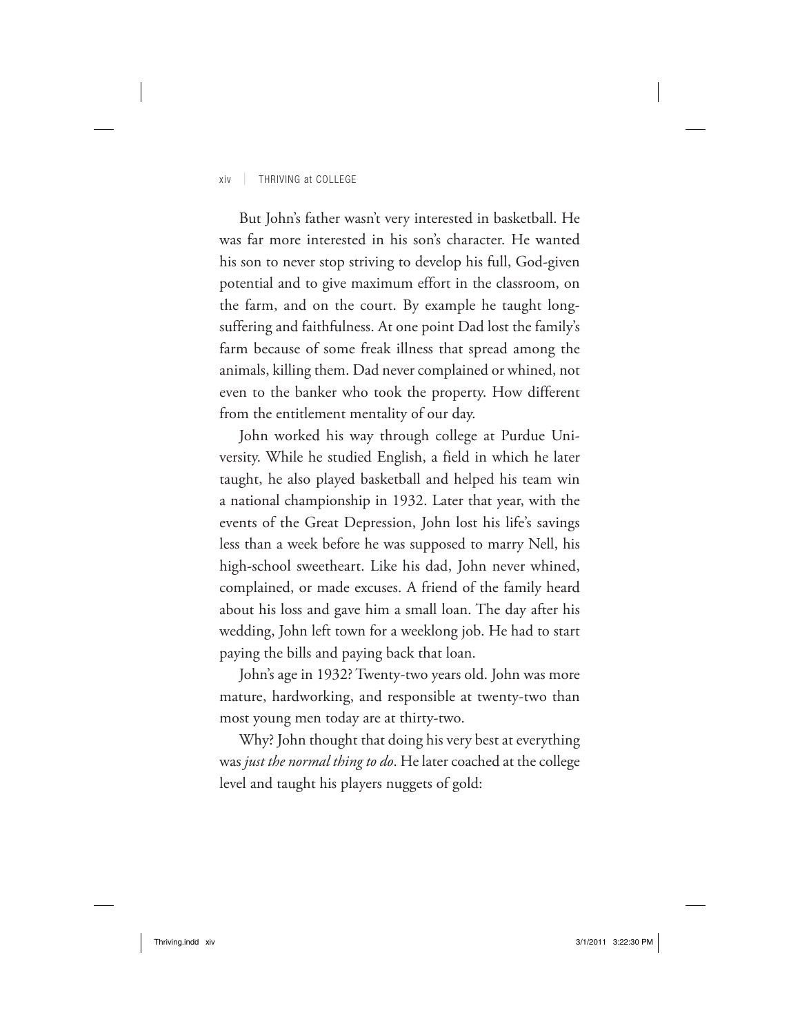But John's father wasn't very interested in basketball. He was far more interested in his son's character. He wanted his son to never stop striving to develop his full, God-given potential and to give maximum effort in the classroom, on the farm, and on the court. By example he taught long-suffering and faithfulness. At one point Dad lost the family's farm because of some freak illness that spread among the animals, killing them. Dad never complained or whined, not even to the banker who took the property. How different from the entitlement mentality of our day.

John worked his way through college at Purdue University. While he studied English, a field in which he later taught, he also played basketball and helped his team win a national championship in 1932. Later that year, with the events of the Great Depression, John lost his life's savings less than a week before he was supposed to marry Nell, his high-school sweetheart. Like his dad, John never whined, complained, or made excuses. A friend of the family heard about his loss and gave him a small loan. The day after his wedding, John left town for a weeklong job. He had to start paying the bills and paying back that loan.

John's age in 1932? Twenty-two years old. John was more mature, hardworking, and responsible at twenty-two than most young men today are at thirty-two.

Why? John thought that doing his very best at everything was *just the normal thing to do*. He later coached at the college level and taught his players nuggets of gold: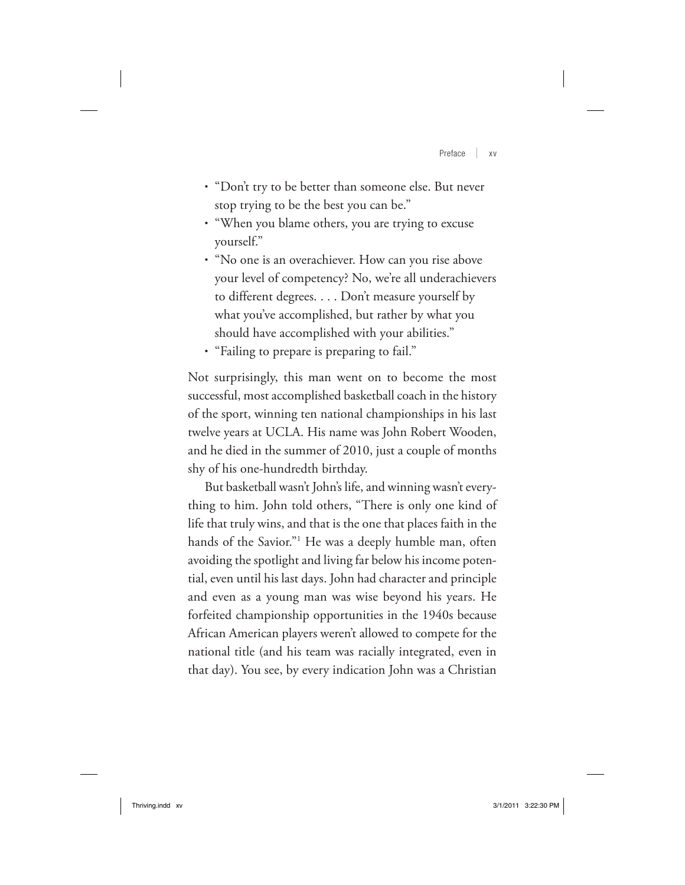- "Don't try to be better than someone else. But never stop trying to be the best you can be."
- "When you blame others, you are trying to excuse yourself."
- "No one is an overachiever. How can you rise above your level of competency? No, we're all underachievers to different degrees. . . . Don't measure yourself by what you've accomplished, but rather by what you should have accomplished with your abilities."
- "Failing to prepare is preparing to fail."

Not surprisingly, this man went on to become the most successful, most accomplished basketball coach in the history of the sport, winning ten national championships in his last twelve years at UCLA. His name was John Robert Wooden, and he died in the summer of 2010, just a couple of months shy of his one-hundredth birthday.

But basketball wasn't John's life, and winning wasn't everything to him. John told others, "There is only one kind of life that truly wins, and that is the one that places faith in the hands of the Savior."[1] He was a deeply humble man, often avoiding the spotlight and living far below his income potential, even until his last days. John had character and principle and even as a young man was wise beyond his years. He forfeited championship opportunities in the 1940s because African American players weren't allowed to compete for the national title (and his team was racially integrated, even in that day). You see, by every indication John was a Christian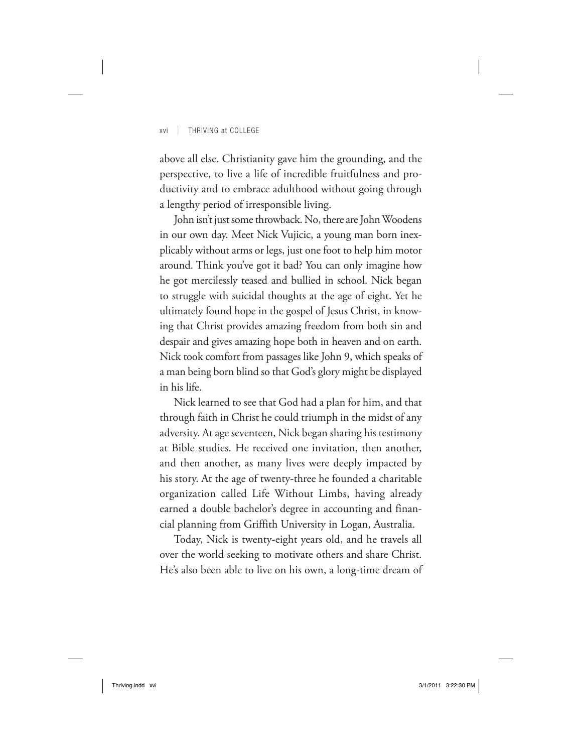above all else. Christianity gave him the grounding, and the perspective, to live a life of incredible fruitfulness and productivity and to embrace adulthood without going through a lengthy period of irresponsible living.

John isn't just some throwback. No, there are John Woodens in our own day. Meet Nick Vujicic, a young man born inexplicably without arms or legs, just one foot to help him motor around. Think you've got it bad? You can only imagine how he got mercilessly teased and bullied in school. Nick began to struggle with suicidal thoughts at the age of eight. Yet he ultimately found hope in the gospel of Jesus Christ, in knowing that Christ provides amazing freedom from both sin and despair and gives amazing hope both in heaven and on earth. Nick took comfort from passages like John 9, which speaks of a man being born blind so that God's glory might be displayed in his life.

Nick learned to see that God had a plan for him, and that through faith in Christ he could triumph in the midst of any adversity. At age seventeen, Nick began sharing his testimony at Bible studies. He received one invitation, then another, and then another, as many lives were deeply impacted by his story. At the age of twenty-three he founded a charitable organization called Life Without Limbs, having already earned a double bachelor's degree in accounting and financial planning from Griffith University in Logan, Australia.

Today, Nick is twenty-eight years old, and he travels all over the world seeking to motivate others and share Christ. He's also been able to live on his own, a long-time dream of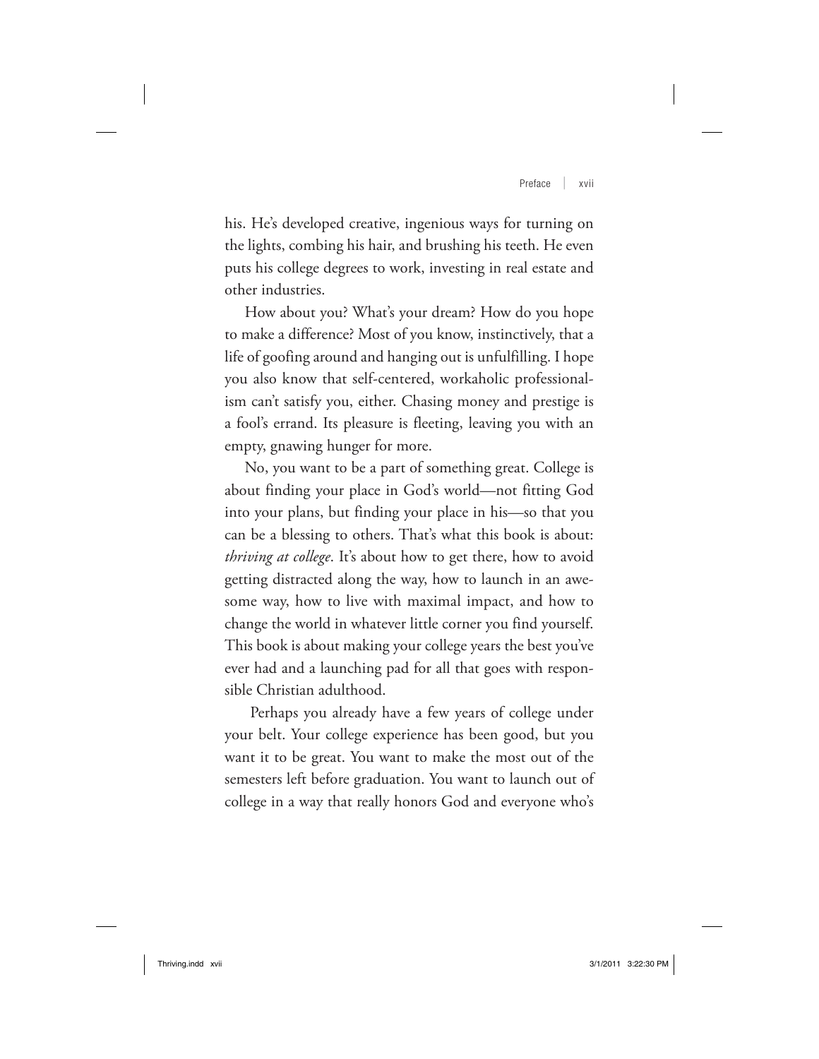his. He's developed creative, ingenious ways for turning on the lights, combing his hair, and brushing his teeth. He even puts his college degrees to work, investing in real estate and other industries.

How about you? What's your dream? How do you hope to make a difference? Most of you know, instinctively, that a life of goofing around and hanging out is unfulfilling. I hope you also know that self-centered, workaholic professionalism can't satisfy you, either. Chasing money and prestige is a fool's errand. Its pleasure is fleeting, leaving you with an empty, gnawing hunger for more.

No, you want to be a part of something great. College is about finding your place in God's world—not fitting God into your plans, but finding your place in his—so that you can be a blessing to others. That's what this book is about: *thriving at college*. It's about how to get there, how to avoid getting distracted along the way, how to launch in an awesome way, how to live with maximal impact, and how to change the world in whatever little corner you find yourself. This book is about making your college years the best you've ever had and a launching pad for all that goes with responsible Christian adulthood.

Perhaps you already have a few years of college under your belt. Your college experience has been good, but you want it to be great. You want to make the most out of the semesters left before graduation. You want to launch out of college in a way that really honors God and everyone who's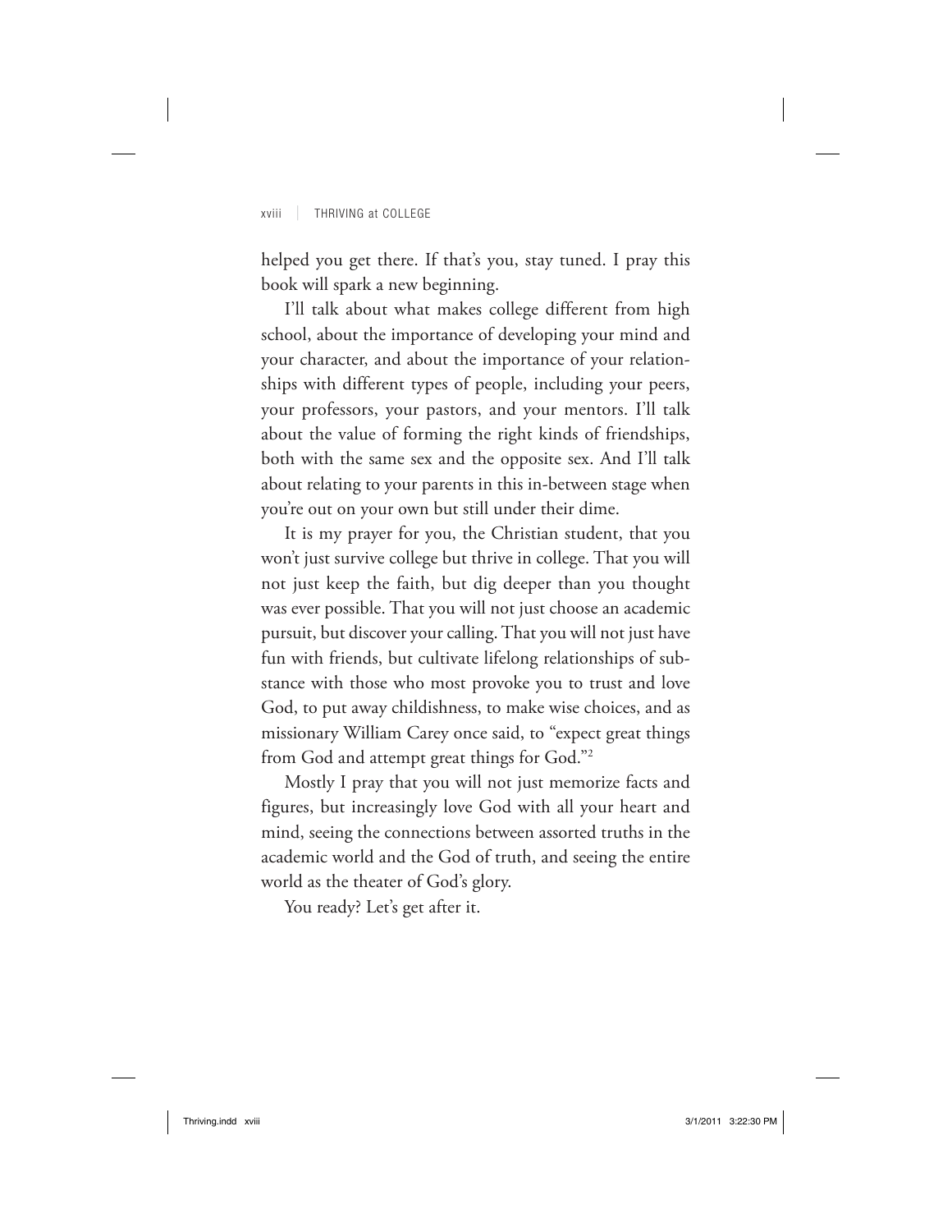helped you get there. If that's you, stay tuned. I pray this book will spark a new beginning.

I'll talk about what makes college different from high school, about the importance of developing your mind and your character, and about the importance of your relationships with different types of people, including your peers, your professors, your pastors, and your mentors. I'll talk about the value of forming the right kinds of friendships, both with the same sex and the opposite sex. And I'll talk about relating to your parents in this in-between stage when you're out on your own but still under their dime.

It is my prayer for you, the Christian student, that you won't just survive college but thrive in college. That you will not just keep the faith, but dig deeper than you thought was ever possible. That you will not just choose an academic pursuit, but discover your calling. That you will not just have fun with friends, but cultivate lifelong relationships of substance with those who most provoke you to trust and love God, to put away childishness, to make wise choices, and as missionary William Carey once said, to "expect great things from God and attempt great things for God."[2]

Mostly I pray that you will not just memorize facts and figures, but increasingly love God with all your heart and mind, seeing the connections between assorted truths in the academic world and the God of truth, and seeing the entire world as the theater of God's glory.

You ready? Let's get after it.